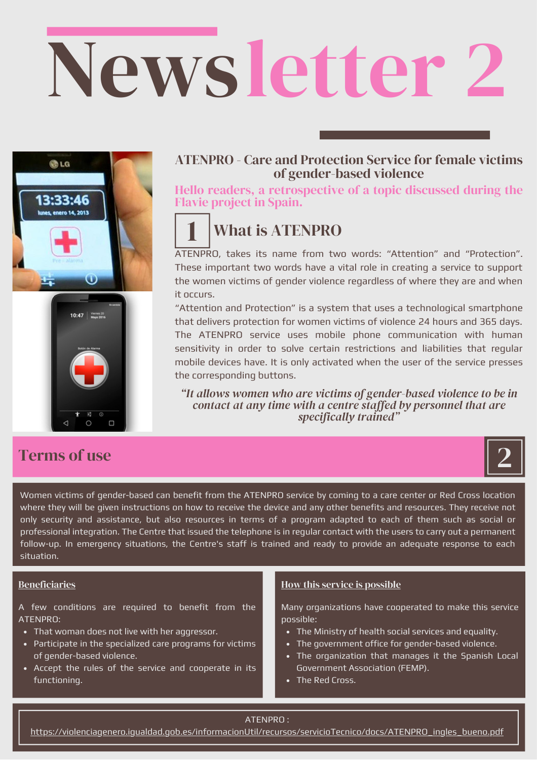# Newsletter 2

## ATENPRO - Care and Protection Service for female victims of gender-based violence

**Hello readers, a retrospective of a topic discussed during the Flavie project in Spain.**

## 1 What is ATENPRO

ATENPRO, takes its name from two words: "Attention" and "Protection". These important two words have a vital role in creating a service to support the women victims of gender violence regardless of where they are and when it occurs.

"Attention and Protection" is a system that uses a technological smartphone that delivers protection for women victims of violence 24 hours and 365 days. The ATENPRO service uses mobile phone communication with human sensitivity in order to solve certain restrictions and liabilities that regular mobile devices have. It is only activated when the user of the service presses the corresponding buttons.

> *"It allows women who are victims of gender-based violence to be in contact at any time with a centre staffed by personnel that are specifically trained"*

## Terms of use 2

Women victims of gender-based can benefit from the ATENPRO service by coming to a care center or Red Cross location where they will be given instructions on how to receive the device and any other benefits and resources. They receive not only security and assistance, but also resources in terms of a program adapted to each of them such as social or professional integration. The Centre that issued the telephone is in regular contact with the users to carry out a permanent follow-up. In emergency situations, the Centre's staff is trained and ready to provide an adequate response to each situation.

### Beneficiaries

A few conditions are required to benefit from the ATENPRO:

- That woman does not live with her aggressor.
- Participate in the specialized care programs for victims of gender-based violence.
- Accept the rules of the service and cooperate in its functioning.

### How this service is possible

Many organizations have cooperated to make this service possible:

- The Ministry of health social services and equality.
- The government office for gender-based violence.
- The organization that manages it the Spanish Local Government Association (FEMP).
- The Red Cross.

ATENPRO :
https://violenciagenero.igualdad.gob.es/informacionUtil/recursos/servicioTecnico/docs/ATENPRO_ingles_bueno.pdf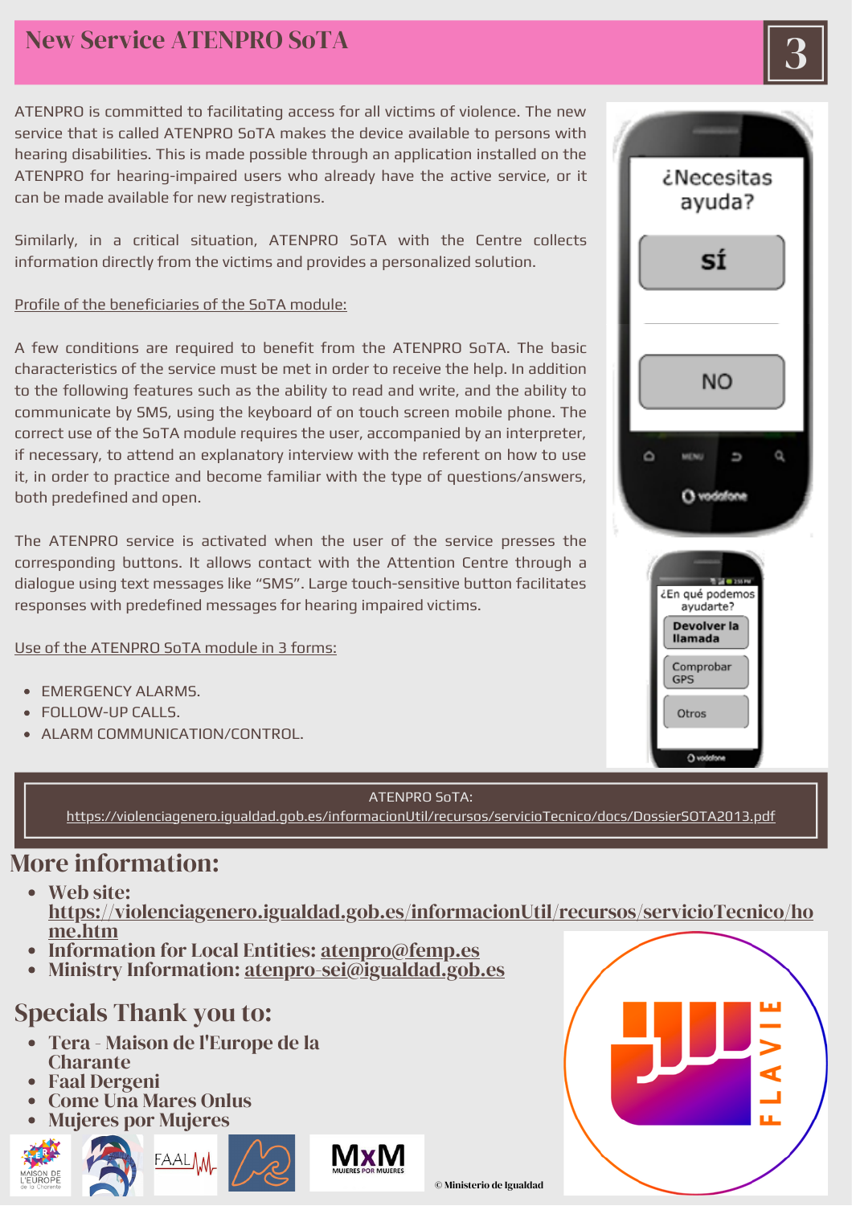# New Service ATENPRO SoTA

ATENPRO is committed to facilitating access for all victims of violence. The new service that is called ATENPRO SoTA makes the device available to persons with hearing disabilities. This is made possible through an application installed on the ATENPRO for hearing-impaired users who already have the active service, or it can be made available for new registrations.

Similarly, in a critical situation, ATENPRO SoTA with the Centre collects information directly from the victims and provides a personalized solution.

Profile of the beneficiaries of the SoTA module:

A few conditions are required to benefit from the ATENPRO SoTA. The basic characteristics of the service must be met in order to receive the help. In addition to the following features such as the ability to read and write, and the ability to communicate by SMS, using the keyboard of on touch screen mobile phone. The correct use of the SoTA module requires the user, accompanied by an interpreter, if necessary, to attend an explanatory interview with the referent on how to use it, in order to practice and become familiar with the type of questions/answers, both predefined and open.

The ATENPRO service is activated when the user of the service presses the corresponding buttons. It allows contact with the Attention Centre through a dialogue using text messages like "SMS". Large touch-sensitive button facilitates responses with predefined messages for hearing impaired victims.

Use of the ATENPRO SoTA module in 3 forms:

- EMERGENCY ALARMS.
- FOLLOW-UP CALLS.
- ALARM COMMUNICATION/CONTROL.

ATENPRO SoTA:
https://violenciagenero.igualdad.gob.es/informacionUtil/recursos/servicioTecnico/docs/DossierSOTA2013.pdf

## More information:

- Web site: https://violenciagenero.igualdad.gob.es/informacionUtil/recursos/servicioTecnico/home.htm
- Information for Local Entities: atenpro@femp.es
- Ministry Information: atenpro-sei@igualdad.gob.es

## Specials Thank you to:

- Tera - Maison de l'Europe de la Charante
- Faal Dergeni
- Come Una Mares Onlus
- Mujeres por Mujeres

© Ministerio de Igualdad